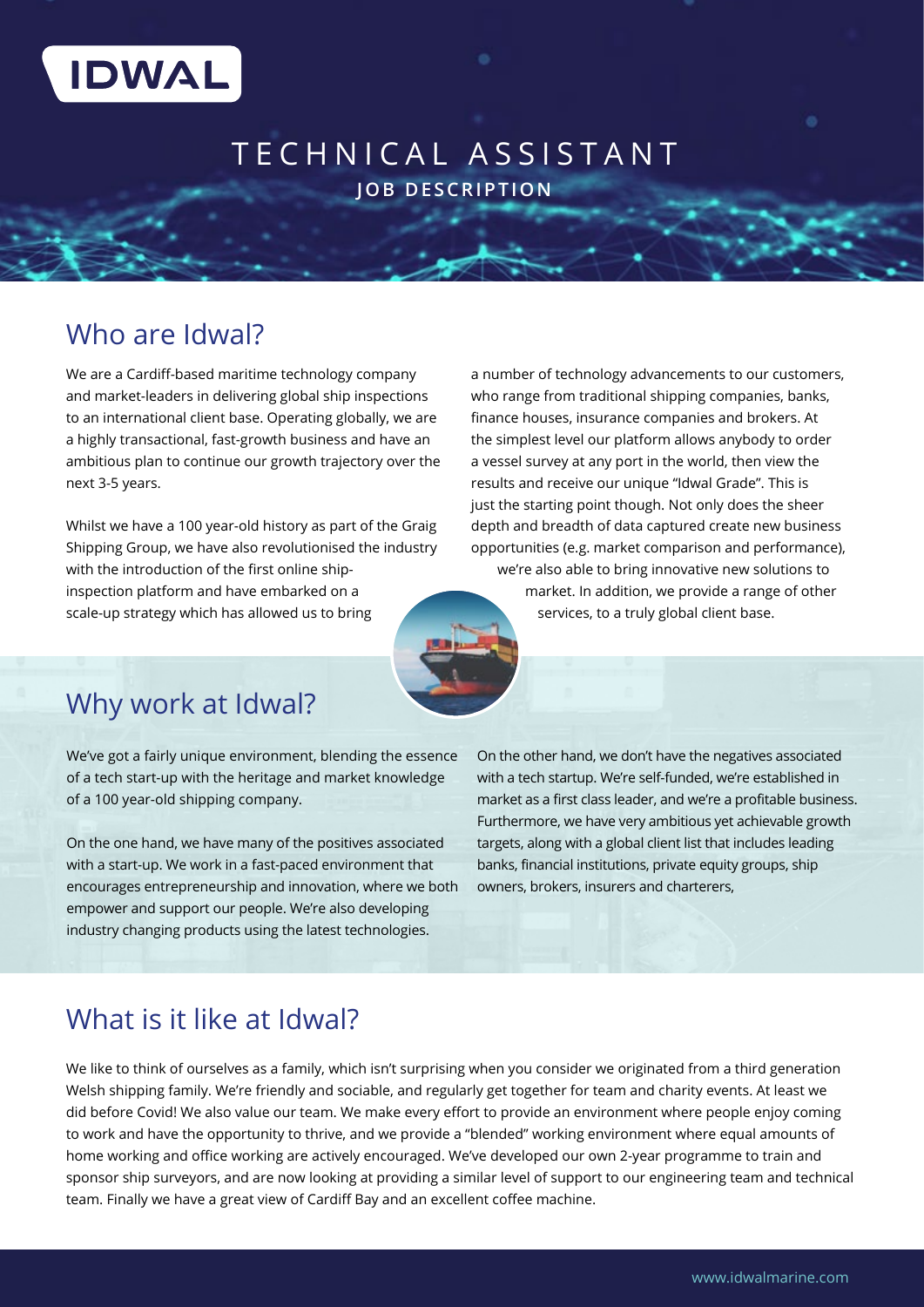IDWAL

# TECHNICAL ASSISTANT

**JOB DESCRIPTION**

## Who are Idwal?

We are a Cardiff-based maritime technology company and market-leaders in delivering global ship inspections to an international client base. Operating globally, we are a highly transactional, fast-growth business and have an ambitious plan to continue our growth trajectory over the next 3-5 years.

Whilst we have a 100 year-old history as part of the Graig Shipping Group, we have also revolutionised the industry with the introduction of the first online ship-inspection platform and have embarked on a scale-up strategy which has allowed us to bring a number of technology advancements to our customers, who range from traditional shipping companies, banks, finance houses, insurance companies and brokers. At the simplest level our platform allows anybody to order a vessel survey at any port in the world, then view the results and receive our unique "Idwal Grade". This is just the starting point though. Not only does the sheer depth and breadth of data captured create new business opportunities (e.g. market comparison and performance), we're also able to bring innovative new solutions to market. In addition, we provide a range of other services, to a truly global client base.

## Why work at Idwal?

We've got a fairly unique environment, blending the essence of a tech start-up with the heritage and market knowledge of a 100 year-old shipping company.

On the one hand, we have many of the positives associated with a start-up. We work in a fast-paced environment that encourages entrepreneurship and innovation, where we both empower and support our people. We're also developing industry changing products using the latest technologies.

On the other hand, we don't have the negatives associated with a tech startup. We're self-funded, we're established in market as a first class leader, and we're a profitable business. Furthermore, we have very ambitious yet achievable growth targets, along with a global client list that includes leading banks, financial institutions, private equity groups, ship owners, brokers, insurers and charterers,

## What is it like at Idwal?

We like to think of ourselves as a family, which isn't surprising when you consider we originated from a third generation Welsh shipping family. We're friendly and sociable, and regularly get together for team and charity events. At least we did before Covid! We also value our team. We make every effort to provide an environment where people enjoy coming to work and have the opportunity to thrive, and we provide a "blended" working environment where equal amounts of home working and office working are actively encouraged. We've developed our own 2-year programme to train and sponsor ship surveyors, and are now looking at providing a similar level of support to our engineering team and technical team. Finally we have a great view of Cardiff Bay and an excellent coffee machine.

www.idwalmarine.com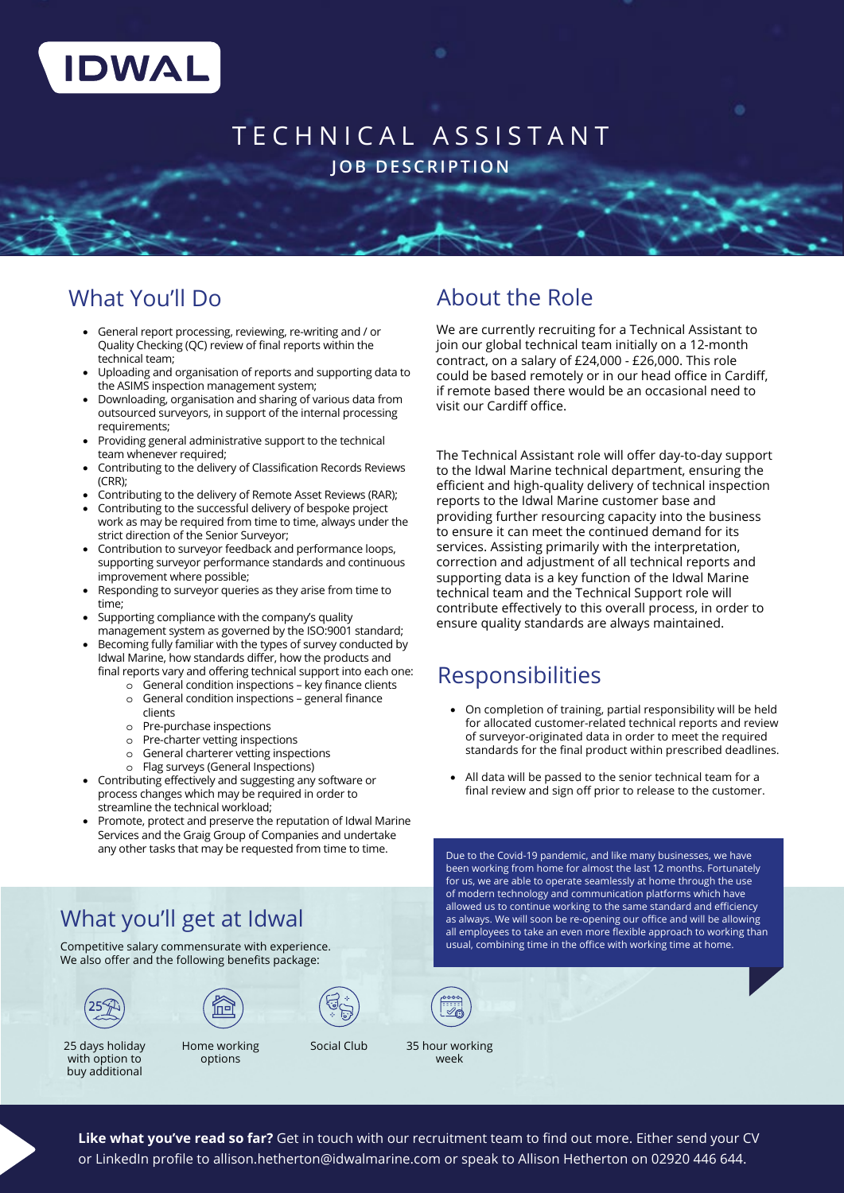IDWAL

# TECHNICAL ASSISTANT

**JOB DESCRIPTION**

## What You'll Do

- General report processing, reviewing, re-writing and / or Quality Checking (QC) review of final reports within the technical team;
- Uploading and organisation of reports and supporting data to the ASIMS inspection management system;
- Downloading, organisation and sharing of various data from outsourced surveyors, in support of the internal processing requirements;
- Providing general administrative support to the technical team whenever required;
- Contributing to the delivery of Classification Records Reviews (CRR);
- Contributing to the delivery of Remote Asset Reviews (RAR);
- Contributing to the successful delivery of bespoke project work as may be required from time to time, always under the strict direction of the Senior Surveyor;
- Contribution to surveyor feedback and performance loops, supporting surveyor performance standards and continuous improvement where possible;
- Responding to surveyor queries as they arise from time to time;
- Supporting compliance with the company's quality management system as governed by the ISO:9001 standard;
- Becoming fully familiar with the types of survey conducted by Idwal Marine, how standards differ, how the products and final reports vary and offering technical support into each one:
  - General condition inspections – key finance clients
  - General condition inspections – general finance clients
  - Pre-purchase inspections
  - Pre-charter vetting inspections
  - General charterer vetting inspections
  - Flag surveys (General Inspections)
- Contributing effectively and suggesting any software or process changes which may be required in order to streamline the technical workload;
- Promote, protect and preserve the reputation of Idwal Marine Services and the Graig Group of Companies and undertake any other tasks that may be requested from time to time.

## About the Role

We are currently recruiting for a Technical Assistant to join our global technical team initially on a 12-month contract, on a salary of £24,000 - £26,000. This role could be based remotely or in our head office in Cardiff, if remote based there would be an occasional need to visit our Cardiff office.

The Technical Assistant role will offer day-to-day support to the Idwal Marine technical department, ensuring the efficient and high-quality delivery of technical inspection reports to the Idwal Marine customer base and providing further resourcing capacity into the business to ensure it can meet the continued demand for its services. Assisting primarily with the interpretation, correction and adjustment of all technical reports and supporting data is a key function of the Idwal Marine technical team and the Technical Support role will contribute effectively to this overall process, in order to ensure quality standards are always maintained.

## Responsibilities

- On completion of training, partial responsibility will be held for allocated customer-related technical reports and review of surveyor-originated data in order to meet the required standards for the final product within prescribed deadlines.
- All data will be passed to the senior technical team for a final review and sign off prior to release to the customer.

Due to the Covid-19 pandemic, and like many businesses, we have been working from home for almost the last 12 months. Fortunately for us, we are able to operate seamlessly at home through the use of modern technology and communication platforms which have allowed us to continue working to the same standard and efficiency as always. We will soon be re-opening our office and will be allowing all employees to take an even more flexible approach to working than usual, combining time in the office with working time at home.

## What you'll get at Idwal

Competitive salary commensurate with experience. We also offer and the following benefits package:

- 25 days holiday with option to buy additional
- Home working options
- Social Club
- 35 hour working week

**Like what you've read so far?** Get in touch with our recruitment team to find out more. Either send your CV or LinkedIn profile to allison.hetherton@idwalmarine.com or speak to Allison Hetherton on 02920 446 644.